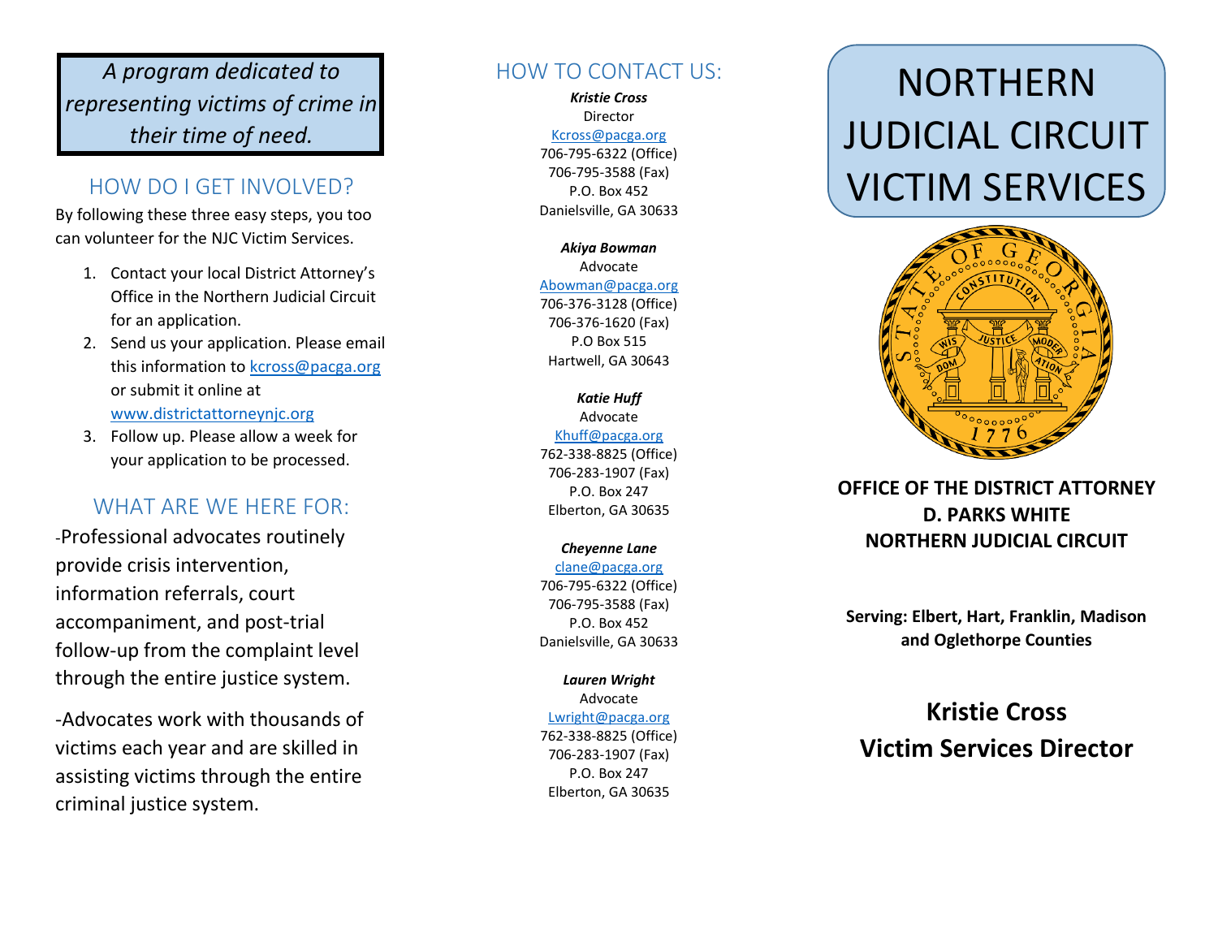*A program dedicated to representing victims of crime in their time of need.*

## HOW DO I GET INVOLVED?

By following these three easy steps, you too can volunteer for the NJC Victim Services.

1. Contact your local District Attorney's Office in the Northern Judicial Circuit for an application.
2. Send us your application. Please email this information to kcross@pacga.org or submit it online at www.districtattorneynjc.org
3. Follow up. Please allow a week for your application to be processed.

## WHAT ARE WE HERE FOR:

-Professional advocates routinely provide crisis intervention, information referrals, court accompaniment, and post-trial follow-up from the complaint level through the entire justice system.

-Advocates work with thousands of victims each year and are skilled in assisting victims through the entire criminal justice system.

## HOW TO CONTACT US:

***Kristie Cross***
Director
Kcross@pacga.org
706-795-6322 (Office)
706-795-3588 (Fax)
P.O. Box 452
Danielsville, GA 30633

***Akiya Bowman***
Advocate
Abowman@pacga.org
706-376-3128 (Office)
706-376-1620 (Fax)
P.O Box 515
Hartwell, GA 30643

***Katie Huff***
Advocate
Khuff@pacga.org
762-338-8825 (Office)
706-283-1907 (Fax)
P.O. Box 247
Elberton, GA 30635

***Cheyenne Lane***
clane@pacga.org
706-795-6322 (Office)
706-795-3588 (Fax)
P.O. Box 452
Danielsville, GA 30633

***Lauren Wright***
Advocate
Lwright@pacga.org
762-338-8825 (Office)
706-283-1907 (Fax)
P.O. Box 247
Elberton, GA 30635

# NORTHERN JUDICIAL CIRCUIT VICTIM SERVICES

**OFFICE OF THE DISTRICT ATTORNEY**
**D. PARKS WHITE**
**NORTHERN JUDICIAL CIRCUIT**

**Serving: Elbert, Hart, Franklin, Madison and Oglethorpe Counties**

**Kristie Cross**
**Victim Services Director**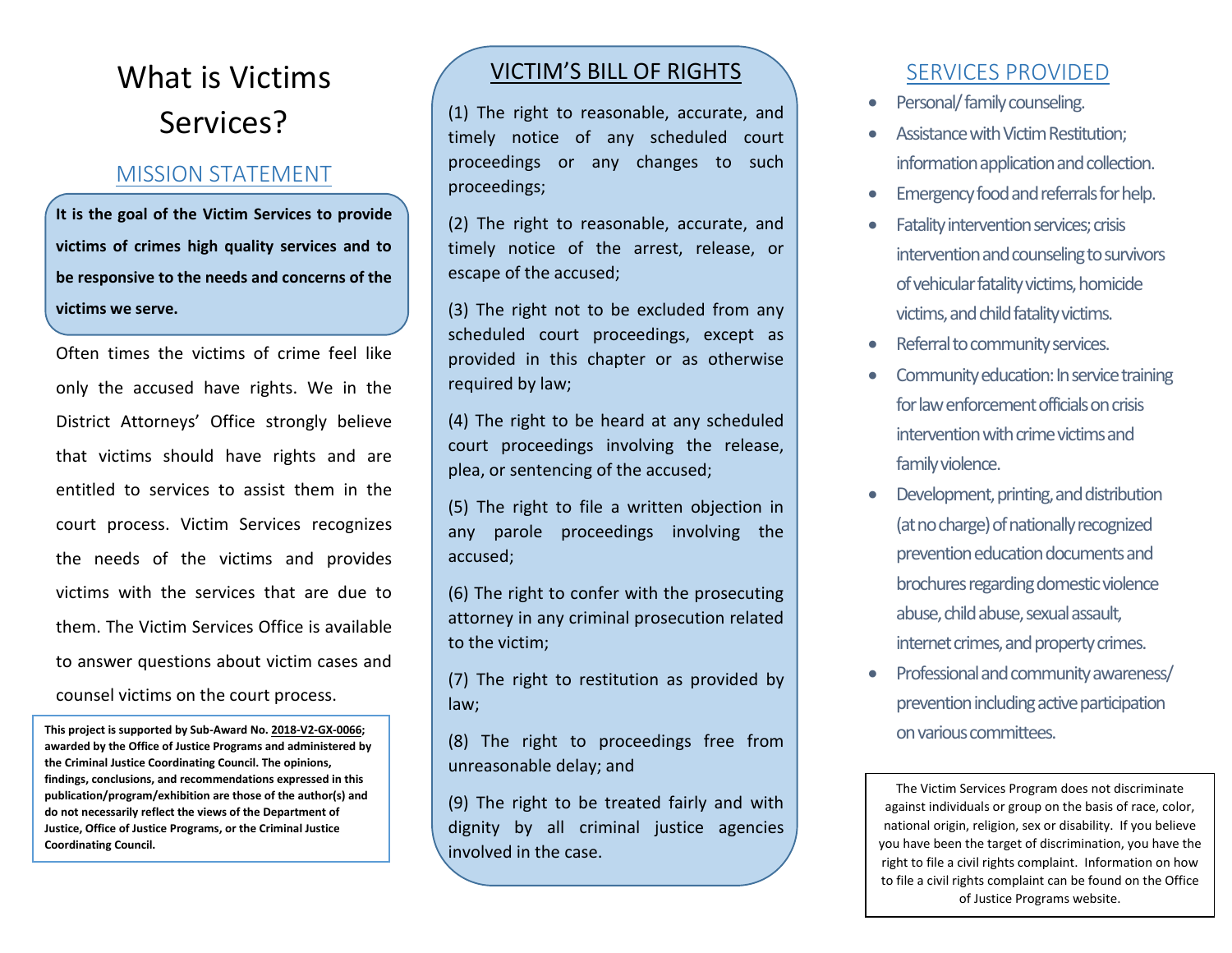# What is Victims Services?

## MISSION STATEMENT

**It is the goal of the Victim Services to provide victims of crimes high quality services and to be responsive to the needs and concerns of the victims we serve.**

Often times the victims of crime feel like only the accused have rights. We in the District Attorneys' Office strongly believe that victims should have rights and are entitled to services to assist them in the court process. Victim Services recognizes the needs of the victims and provides victims with the services that are due to them. The Victim Services Office is available to answer questions about victim cases and counsel victims on the court process.

**This project is supported by Sub-Award No. 2018-V2-GX-0066; awarded by the Office of Justice Programs and administered by the Criminal Justice Coordinating Council. The opinions, findings, conclusions, and recommendations expressed in this publication/program/exhibition are those of the author(s) and do not necessarily reflect the views of the Department of Justice, Office of Justice Programs, or the Criminal Justice Coordinating Council.**

## VICTIM'S BILL OF RIGHTS

(1) The right to reasonable, accurate, and timely notice of any scheduled court proceedings or any changes to such proceedings;

(2) The right to reasonable, accurate, and timely notice of the arrest, release, or escape of the accused;

(3) The right not to be excluded from any scheduled court proceedings, except as provided in this chapter or as otherwise required by law;

(4) The right to be heard at any scheduled court proceedings involving the release, plea, or sentencing of the accused;

(5) The right to file a written objection in any parole proceedings involving the accused;

(6) The right to confer with the prosecuting attorney in any criminal prosecution related to the victim;

(7) The right to restitution as provided by law;

(8) The right to proceedings free from unreasonable delay; and

(9) The right to be treated fairly and with dignity by all criminal justice agencies involved in the case.

## SERVICES PROVIDED

- Personal/ family counseling.
- Assistance with Victim Restitution; information application and collection.
- Emergency food and referrals for help.
- Fatality intervention services; crisis intervention and counseling to survivors of vehicular fatality victims, homicide victims, and child fatality victims.
- Referral to community services.
- Community education: In service training for law enforcement officials on crisis intervention with crime victims and family violence.
- Development, printing, and distribution (at no charge) of nationally recognized prevention education documents and brochures regarding domestic violence abuse, child abuse, sexual assault, internet crimes, and property crimes.
- Professional and community awareness/ prevention including active participation on various committees.

The Victim Services Program does not discriminate against individuals or group on the basis of race, color, national origin, religion, sex or disability. If you believe you have been the target of discrimination, you have the right to file a civil rights complaint. Information on how to file a civil rights complaint can be found on the Office of Justice Programs website.